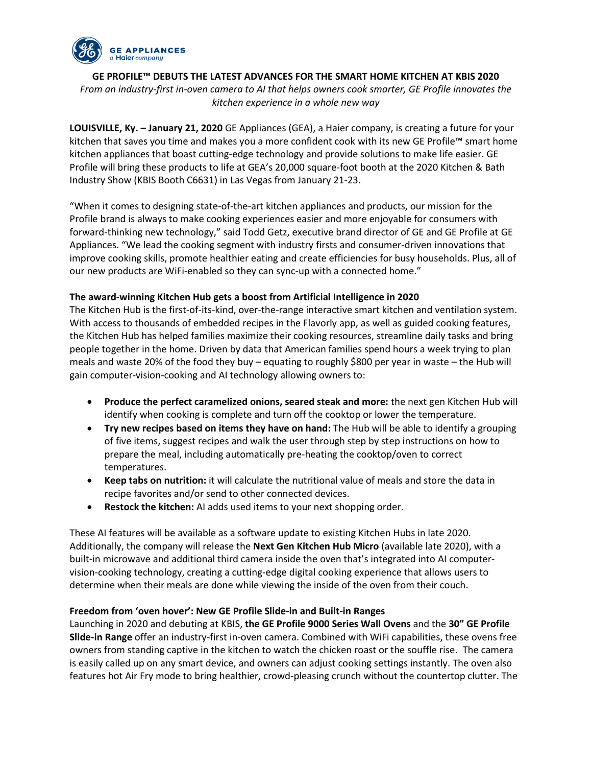**GE PROFILE™ DEBUTS THE LATEST ADVANCES FOR THE SMART HOME KITCHEN AT KBIS 2020**

*From an industry-first in-oven camera to AI that helps owners cook smarter, GE Profile innovates the kitchen experience in a whole new way*

**LOUISVILLE, Ky. – January 21, 2020** GE Appliances (GEA), a Haier company, is creating a future for your kitchen that saves you time and makes you a more confident cook with its new GE Profile™ smart home kitchen appliances that boast cutting-edge technology and provide solutions to make life easier. GE Profile will bring these products to life at GEA's 20,000 square-foot booth at the 2020 Kitchen & Bath Industry Show (KBIS Booth C6631) in Las Vegas from January 21-23.

"When it comes to designing state-of-the-art kitchen appliances and products, our mission for the Profile brand is always to make cooking experiences easier and more enjoyable for consumers with forward-thinking new technology," said Todd Getz, executive brand director of GE and GE Profile at GE Appliances. "We lead the cooking segment with industry firsts and consumer-driven innovations that improve cooking skills, promote healthier eating and create efficiencies for busy households. Plus, all of our new products are WiFi-enabled so they can sync-up with a connected home."

**The award-winning Kitchen Hub gets a boost from Artificial Intelligence in 2020**

The Kitchen Hub is the first-of-its-kind, over-the-range interactive smart kitchen and ventilation system. With access to thousands of embedded recipes in the Flavorly app, as well as guided cooking features, the Kitchen Hub has helped families maximize their cooking resources, streamline daily tasks and bring people together in the home. Driven by data that American families spend hours a week trying to plan meals and waste 20% of the food they buy – equating to roughly $800 per year in waste – the Hub will gain computer-vision-cooking and AI technology allowing owners to:

- **Produce the perfect caramelized onions, seared steak and more:** the next gen Kitchen Hub will identify when cooking is complete and turn off the cooktop or lower the temperature.
- **Try new recipes based on items they have on hand:** The Hub will be able to identify a grouping of five items, suggest recipes and walk the user through step by step instructions on how to prepare the meal, including automatically pre-heating the cooktop/oven to correct temperatures.
- **Keep tabs on nutrition:** it will calculate the nutritional value of meals and store the data in recipe favorites and/or send to other connected devices.
- **Restock the kitchen:** AI adds used items to your next shopping order.

These AI features will be available as a software update to existing Kitchen Hubs in late 2020. Additionally, the company will release the **Next Gen Kitchen Hub Micro** (available late 2020), with a built-in microwave and additional third camera inside the oven that's integrated into AI computer-vision-cooking technology, creating a cutting-edge digital cooking experience that allows users to determine when their meals are done while viewing the inside of the oven from their couch.

**Freedom from 'oven hover': New GE Profile Slide-in and Built-in Ranges**

Launching in 2020 and debuting at KBIS, **the GE Profile 9000 Series Wall Ovens** and the **30" GE Profile Slide-in Range** offer an industry-first in-oven camera. Combined with WiFi capabilities, these ovens free owners from standing captive in the kitchen to watch the chicken roast or the souffle rise. The camera is easily called up on any smart device, and owners can adjust cooking settings instantly. The oven also features hot Air Fry mode to bring healthier, crowd-pleasing crunch without the countertop clutter. The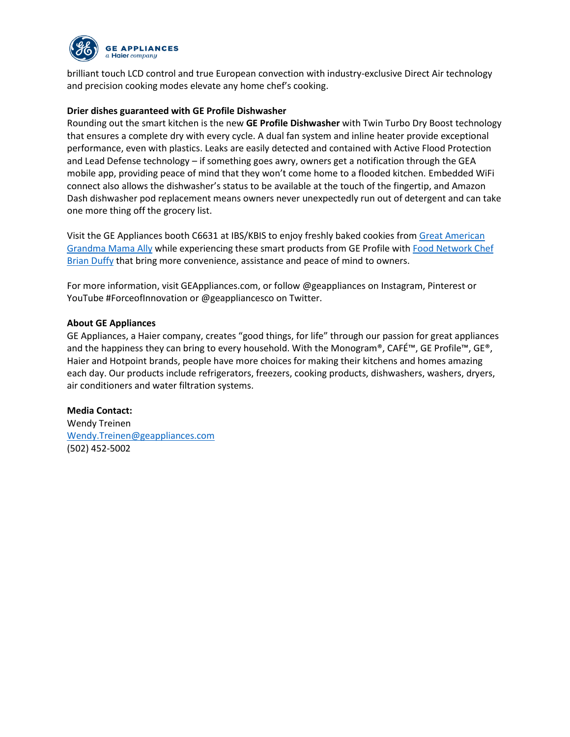brilliant touch LCD control and true European convection with industry-exclusive Direct Air technology and precision cooking modes elevate any home chef's cooking.

**Drier dishes guaranteed with GE Profile Dishwasher**

Rounding out the smart kitchen is the new **GE Profile Dishwasher** with Twin Turbo Dry Boost technology that ensures a complete dry with every cycle. A dual fan system and inline heater provide exceptional performance, even with plastics. Leaks are easily detected and contained with Active Flood Protection and Lead Defense technology – if something goes awry, owners get a notification through the GEA mobile app, providing peace of mind that they won't come home to a flooded kitchen. Embedded WiFi connect also allows the dishwasher's status to be available at the touch of the fingertip, and Amazon Dash dishwasher pod replacement means owners never unexpectedly run out of detergent and can take one more thing off the grocery list.

Visit the GE Appliances booth C6631 at IBS/KBIS to enjoy freshly baked cookies from Great American Grandma Mama Ally while experiencing these smart products from GE Profile with Food Network Chef Brian Duffy that bring more convenience, assistance and peace of mind to owners.

For more information, visit GEAppliances.com, or follow @geappliances on Instagram, Pinterest or YouTube #ForceofInnovation or @geappliancesco on Twitter.

**About GE Appliances**

GE Appliances, a Haier company, creates "good things, for life" through our passion for great appliances and the happiness they can bring to every household. With the Monogram®, CAFÉ™, GE Profile™, GE®, Haier and Hotpoint brands, people have more choices for making their kitchens and homes amazing each day. Our products include refrigerators, freezers, cooking products, dishwashers, washers, dryers, air conditioners and water filtration systems.

**Media Contact:**

Wendy Treinen

Wendy.Treinen@geappliances.com

(502) 452-5002